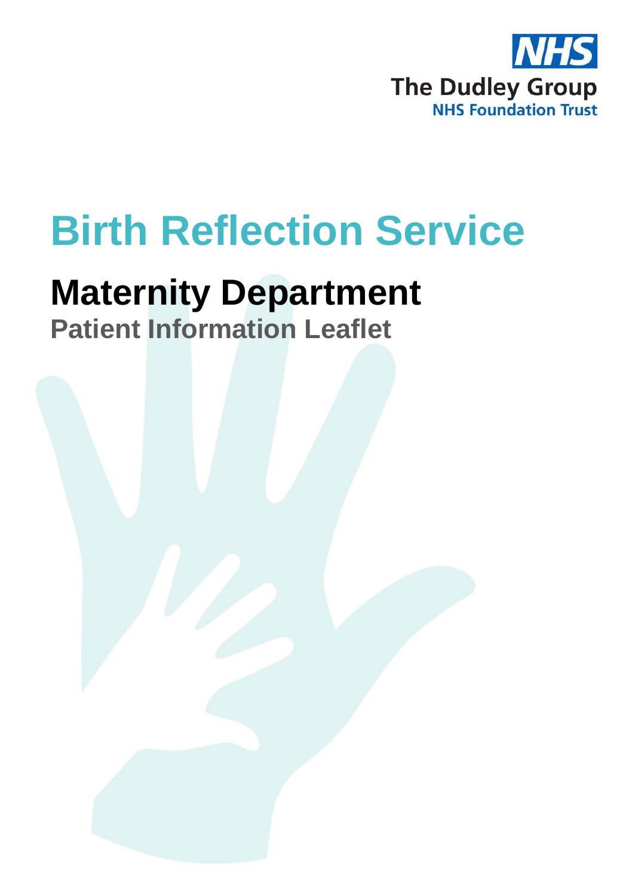NHS
The Dudley Group
NHS Foundation Trust

# Birth Reflection Service

## Maternity Department

### Patient Information Leaflet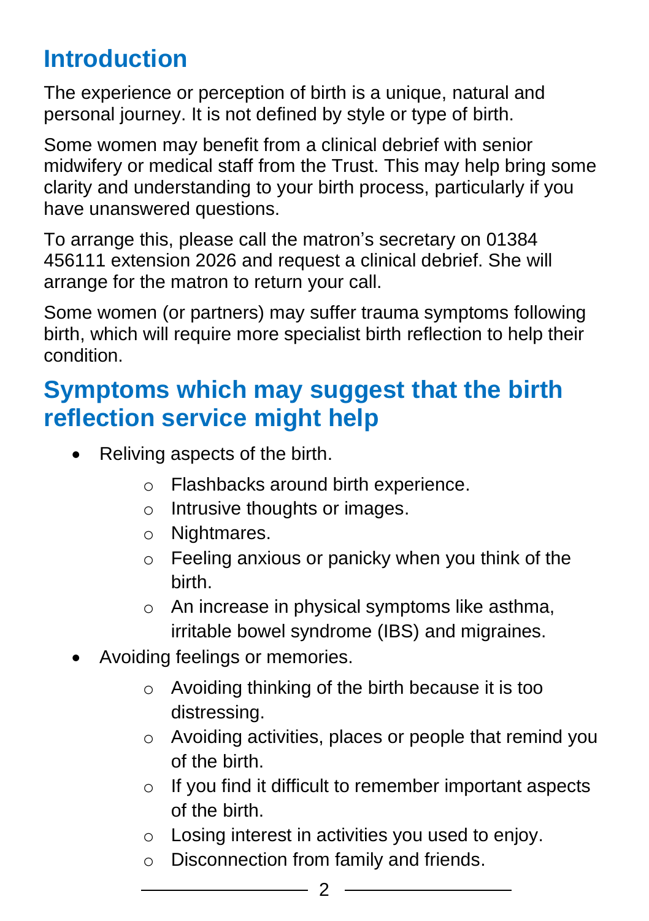## Introduction

The experience or perception of birth is a unique, natural and personal journey. It is not defined by style or type of birth.

Some women may benefit from a clinical debrief with senior midwifery or medical staff from the Trust. This may help bring some clarity and understanding to your birth process, particularly if you have unanswered questions.

To arrange this, please call the matron's secretary on 01384 456111 extension 2026 and request a clinical debrief. She will arrange for the matron to return your call.

Some women (or partners) may suffer trauma symptoms following birth, which will require more specialist birth reflection to help their condition.

## Symptoms which may suggest that the birth reflection service might help

- Reliving aspects of the birth.
  - Flashbacks around birth experience.
  - Intrusive thoughts or images.
  - Nightmares.
  - Feeling anxious or panicky when you think of the birth.
  - An increase in physical symptoms like asthma, irritable bowel syndrome (IBS) and migraines.
- Avoiding feelings or memories.
  - Avoiding thinking of the birth because it is too distressing.
  - Avoiding activities, places or people that remind you of the birth.
  - If you find it difficult to remember important aspects of the birth.
  - Losing interest in activities you used to enjoy.
  - Disconnection from family and friends.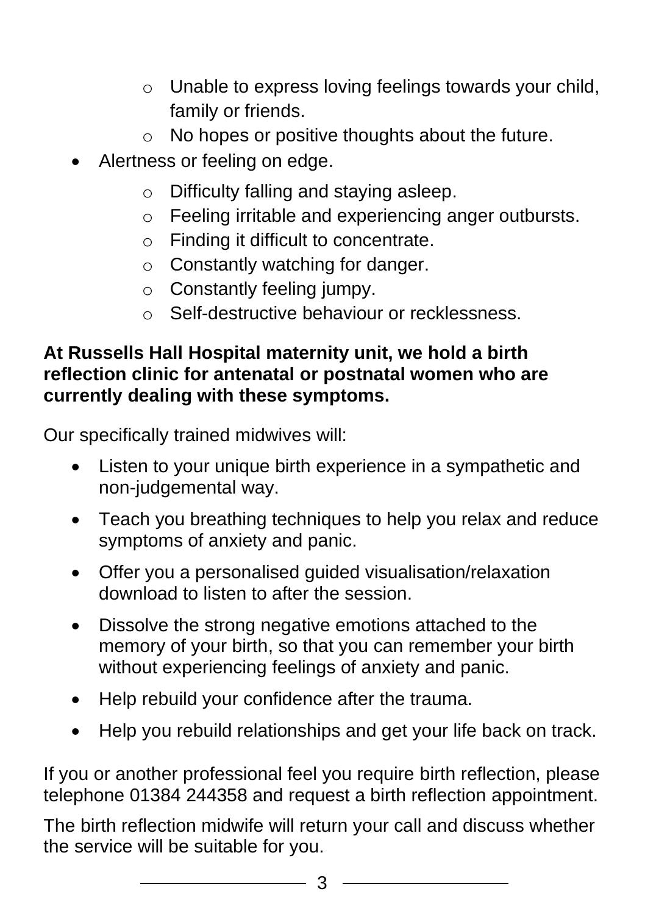- Unable to express loving feelings towards your child, family or friends.
    - No hopes or positive thoughts about the future.
- Alertness or feeling on edge.
    - Difficulty falling and staying asleep.
    - Feeling irritable and experiencing anger outbursts.
    - Finding it difficult to concentrate.
    - Constantly watching for danger.
    - Constantly feeling jumpy.
    - Self-destructive behaviour or recklessness.

**At Russells Hall Hospital maternity unit, we hold a birth reflection clinic for antenatal or postnatal women who are currently dealing with these symptoms.**

Our specifically trained midwives will:

- Listen to your unique birth experience in a sympathetic and non-judgemental way.
- Teach you breathing techniques to help you relax and reduce symptoms of anxiety and panic.
- Offer you a personalised guided visualisation/relaxation download to listen to after the session.
- Dissolve the strong negative emotions attached to the memory of your birth, so that you can remember your birth without experiencing feelings of anxiety and panic.
- Help rebuild your confidence after the trauma.
- Help you rebuild relationships and get your life back on track.

If you or another professional feel you require birth reflection, please telephone 01384 244358 and request a birth reflection appointment.

The birth reflection midwife will return your call and discuss whether the service will be suitable for you.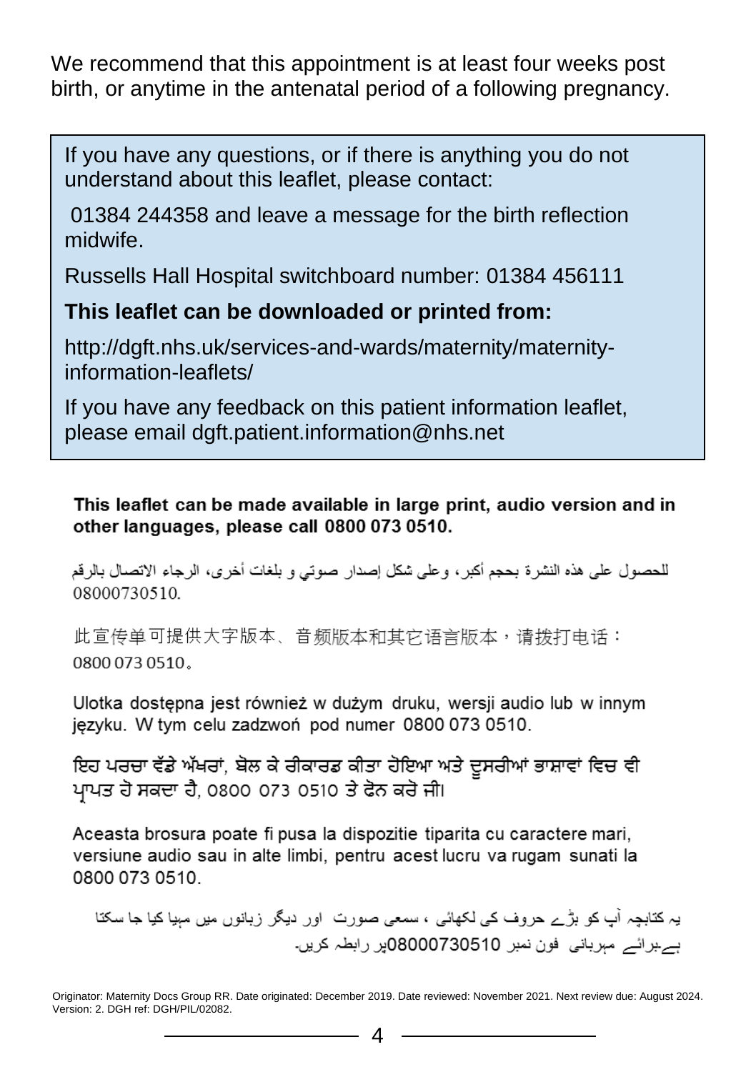We recommend that this appointment is at least four weeks post birth, or anytime in the antenatal period of a following pregnancy.

If you have any questions, or if there is anything you do not understand about this leaflet, please contact:

01384 244358 and leave a message for the birth reflection midwife.

Russells Hall Hospital switchboard number: 01384 456111

**This leaflet can be downloaded or printed from:**

http://dgft.nhs.uk/services-and-wards/maternity/maternity-information-leaflets/

If you have any feedback on this patient information leaflet, please email dgft.patient.information@nhs.net

**This leaflet can be made available in large print, audio version and in other languages, please call 0800 073 0510.**

للحصول على هذه النشرة بحجم أكبر، وعلى شكل إصدار صوتي و بلغات أخرى، الرجاء الاتصال بالرقم 08000730510.

此宣传单可提供大字版本、音频版本和其它语言版本，请拨打电话：0800 073 0510。

Ulotka dostępna jest również w dużym druku, wersji audio lub w innym języku. W tym celu zadzwoń pod numer 0800 073 0510.

ਇਹ ਪਰਚਾ ਵੱਡੇ ਅੱਖਰਾਂ, ਬੋਲ ਕੇ ਰੀਕਾਰਡ ਕੀਤਾ ਹੋਇਆ ਅਤੇ ਦੂਸਰੀਆਂ ਭਾਸ਼ਾਵਾਂ ਵਿਚ ਵੀ ਪ੍ਰਾਪਤ ਹੋ ਸਕਦਾ ਹੈ, 0800 073 0510 ਤੇ ਫੋਨ ਕਰੋ ਜੀ।

Aceasta brosura poate fi pusa la dispozitie tiparita cu caractere mari, versiune audio sau in alte limbi, pentru acest lucru va rugam sunati la 0800 073 0510.

یہ کتابچہ آپ کو بڑے حروف کی لکھائی ، سمعی صورت اور دیگر زبانوں میں مہیا کیا جا سکتا ہے۔برائے مہربانی فون نمبر 08000730510پر رابطہ کریں۔

Originator: Maternity Docs Group RR. Date originated: December 2019. Date reviewed: November 2021. Next review due: August 2024. Version: 2. DGH ref: DGH/PIL/02082.